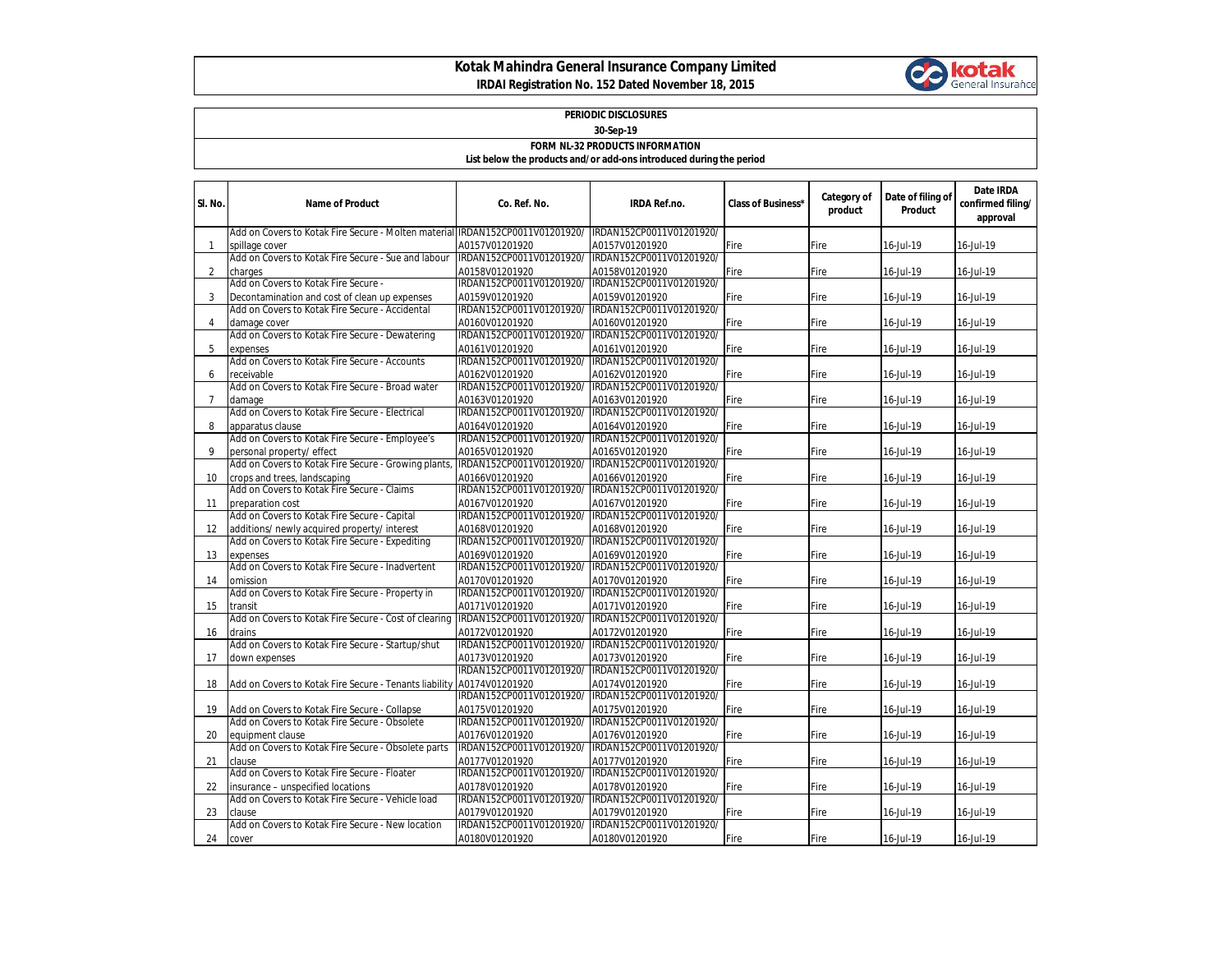# Kotak Mahindra General Insurance Company Limited

**IRDAI Registration No. 152 Dated November 18, 2015**

**PERIODIC DISCLOSURES**

**30-Sep-19**

**FORM NL-32 PRODUCTS INFORMATION**

**List below the products and/or add-ons introduced during the period**

| Sl. No. | Name of Product | Co. Ref. No. | IRDA Ref.no. | Class of Business* | Category of product | Date of filing of Product | Date IRDA confirmed filing/ approval |
|---|---|---|---|---|---|---|---|
| 1 | Add on Covers to Kotak Fire Secure - Molten material spillage cover | IRDAN152CP0011V01201920/ A0157V01201920 | IRDAN152CP0011V01201920/ A0157V01201920 | Fire | Fire | 16-Jul-19 | 16-Jul-19 |
| 2 | Add on Covers to Kotak Fire Secure - Sue and labour charges | IRDAN152CP0011V01201920/ A0158V01201920 | IRDAN152CP0011V01201920/ A0158V01201920 | Fire | Fire | 16-Jul-19 | 16-Jul-19 |
| 3 | Add on Covers to Kotak Fire Secure - Decontamination and cost of clean up expenses | IRDAN152CP0011V01201920/ A0159V01201920 | IRDAN152CP0011V01201920/ A0159V01201920 | Fire | Fire | 16-Jul-19 | 16-Jul-19 |
| 4 | Add on Covers to Kotak Fire Secure - Accidental damage cover | IRDAN152CP0011V01201920/ A0160V01201920 | IRDAN152CP0011V01201920/ A0160V01201920 | Fire | Fire | 16-Jul-19 | 16-Jul-19 |
| 5 | Add on Covers to Kotak Fire Secure - Dewatering expenses | IRDAN152CP0011V01201920/ A0161V01201920 | IRDAN152CP0011V01201920/ A0161V01201920 | Fire | Fire | 16-Jul-19 | 16-Jul-19 |
| 6 | Add on Covers to Kotak Fire Secure - Accounts receivable | IRDAN152CP0011V01201920/ A0162V01201920 | IRDAN152CP0011V01201920/ A0162V01201920 | Fire | Fire | 16-Jul-19 | 16-Jul-19 |
| 7 | Add on Covers to Kotak Fire Secure - Broad water damage | IRDAN152CP0011V01201920/ A0163V01201920 | IRDAN152CP0011V01201920/ A0163V01201920 | Fire | Fire | 16-Jul-19 | 16-Jul-19 |
| 8 | Add on Covers to Kotak Fire Secure - Electrical apparatus clause | IRDAN152CP0011V01201920/ A0164V01201920 | IRDAN152CP0011V01201920/ A0164V01201920 | Fire | Fire | 16-Jul-19 | 16-Jul-19 |
| 9 | Add on Covers to Kotak Fire Secure - Employee's personal property/ effect | IRDAN152CP0011V01201920/ A0165V01201920 | IRDAN152CP0011V01201920/ A0165V01201920 | Fire | Fire | 16-Jul-19 | 16-Jul-19 |
| 10 | Add on Covers to Kotak Fire Secure - Growing plants, crops and trees, landscaping | IRDAN152CP0011V01201920/ A0166V01201920 | IRDAN152CP0011V01201920/ A0166V01201920 | Fire | Fire | 16-Jul-19 | 16-Jul-19 |
| 11 | Add on Covers to Kotak Fire Secure - Claims preparation cost | IRDAN152CP0011V01201920/ A0167V01201920 | IRDAN152CP0011V01201920/ A0167V01201920 | Fire | Fire | 16-Jul-19 | 16-Jul-19 |
| 12 | Add on Covers to Kotak Fire Secure - Capital additions/ newly acquired property/ interest | IRDAN152CP0011V01201920/ A0168V01201920 | IRDAN152CP0011V01201920/ A0168V01201920 | Fire | Fire | 16-Jul-19 | 16-Jul-19 |
| 13 | Add on Covers to Kotak Fire Secure - Expediting expenses | IRDAN152CP0011V01201920/ A0169V01201920 | IRDAN152CP0011V01201920/ A0169V01201920 | Fire | Fire | 16-Jul-19 | 16-Jul-19 |
| 14 | Add on Covers to Kotak Fire Secure - Inadvertent omission | IRDAN152CP0011V01201920/ A0170V01201920 | IRDAN152CP0011V01201920/ A0170V01201920 | Fire | Fire | 16-Jul-19 | 16-Jul-19 |
| 15 | Add on Covers to Kotak Fire Secure - Property in transit | IRDAN152CP0011V01201920/ A0171V01201920 | IRDAN152CP0011V01201920/ A0171V01201920 | Fire | Fire | 16-Jul-19 | 16-Jul-19 |
| 16 | Add on Covers to Kotak Fire Secure - Cost of clearing drains | IRDAN152CP0011V01201920/ A0172V01201920 | IRDAN152CP0011V01201920/ A0172V01201920 | Fire | Fire | 16-Jul-19 | 16-Jul-19 |
| 17 | Add on Covers to Kotak Fire Secure - Startup/shut down expenses | IRDAN152CP0011V01201920/ A0173V01201920 | IRDAN152CP0011V01201920/ A0173V01201920 | Fire | Fire | 16-Jul-19 | 16-Jul-19 |
| 18 | Add on Covers to Kotak Fire Secure - Tenants liability | IRDAN152CP0011V01201920/ A0174V01201920 | IRDAN152CP0011V01201920/ A0174V01201920 | Fire | Fire | 16-Jul-19 | 16-Jul-19 |
| 19 | Add on Covers to Kotak Fire Secure - Collapse | IRDAN152CP0011V01201920/ A0175V01201920 | IRDAN152CP0011V01201920/ A0175V01201920 | Fire | Fire | 16-Jul-19 | 16-Jul-19 |
| 20 | Add on Covers to Kotak Fire Secure - Obsolete equipment clause | IRDAN152CP0011V01201920/ A0176V01201920 | IRDAN152CP0011V01201920/ A0176V01201920 | Fire | Fire | 16-Jul-19 | 16-Jul-19 |
| 21 | Add on Covers to Kotak Fire Secure - Obsolete parts clause | IRDAN152CP0011V01201920/ A0177V01201920 | IRDAN152CP0011V01201920/ A0177V01201920 | Fire | Fire | 16-Jul-19 | 16-Jul-19 |
| 22 | Add on Covers to Kotak Fire Secure - Floater insurance – unspecified locations | IRDAN152CP0011V01201920/ A0178V01201920 | IRDAN152CP0011V01201920/ A0178V01201920 | Fire | Fire | 16-Jul-19 | 16-Jul-19 |
| 23 | Add on Covers to Kotak Fire Secure - Vehicle load clause | IRDAN152CP0011V01201920/ A0179V01201920 | IRDAN152CP0011V01201920/ A0179V01201920 | Fire | Fire | 16-Jul-19 | 16-Jul-19 |
| 24 | Add on Covers to Kotak Fire Secure - New location cover | IRDAN152CP0011V01201920/ A0180V01201920 | IRDAN152CP0011V01201920/ A0180V01201920 | Fire | Fire | 16-Jul-19 | 16-Jul-19 |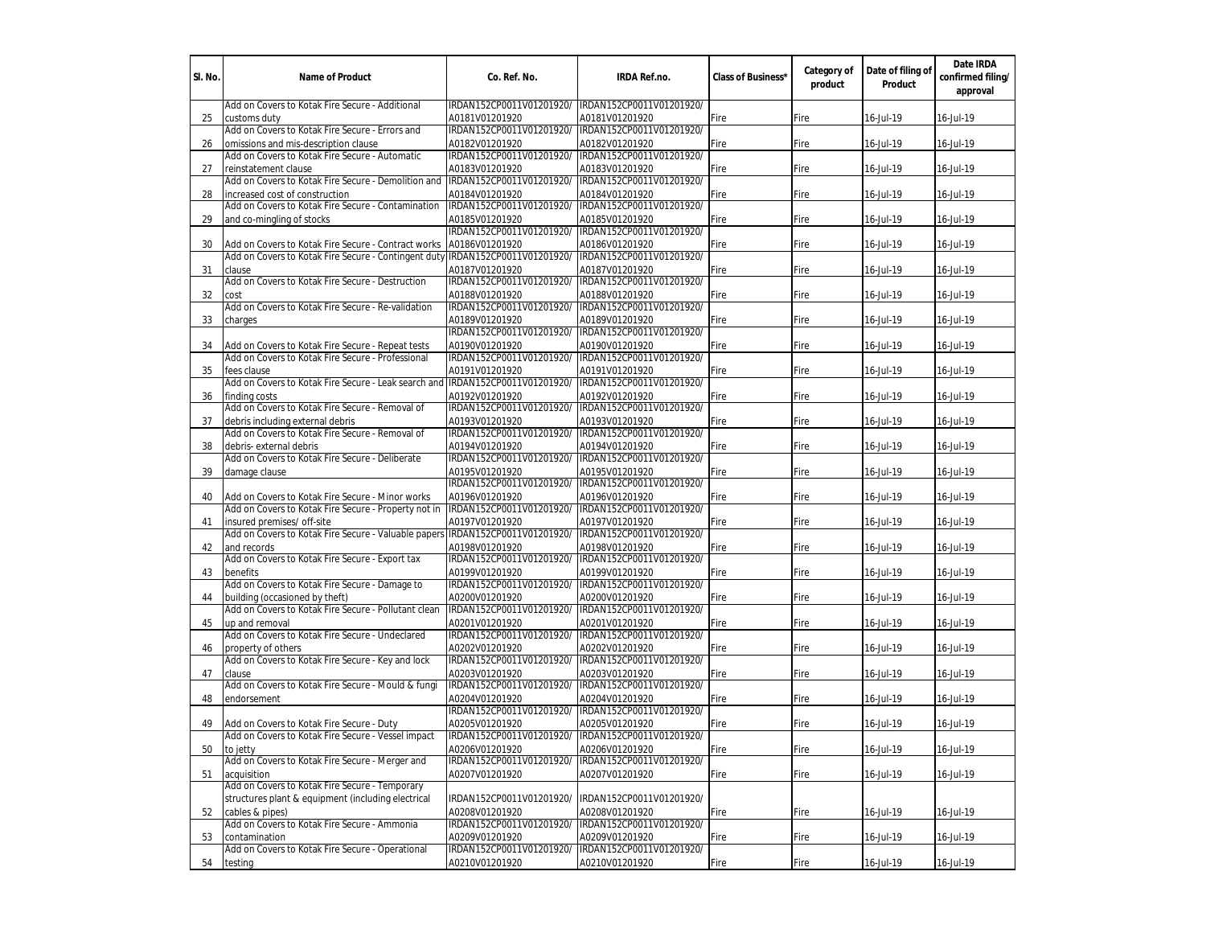| Sl. No. | Name of Product | Co. Ref. No. | IRDA Ref.no. | Class of Business* | Category of product | Date of filing of Product | Date IRDA confirmed filing/ approval |
|---|---|---|---|---|---|---|---|
| 25 | Add on Covers to Kotak Fire Secure - Additional customs duty | IRDAN152CP0011V01201920/ A0181V01201920 | IRDAN152CP0011V01201920/ A0181V01201920 | Fire | Fire | 16-Jul-19 | 16-Jul-19 |
| 26 | Add on Covers to Kotak Fire Secure - Errors and omissions and mis-description clause | IRDAN152CP0011V01201920/ A0182V01201920 | IRDAN152CP0011V01201920/ A0182V01201920 | Fire | Fire | 16-Jul-19 | 16-Jul-19 |
| 27 | Add on Covers to Kotak Fire Secure - Automatic reinstatement clause | IRDAN152CP0011V01201920/ A0183V01201920 | IRDAN152CP0011V01201920/ A0183V01201920 | Fire | Fire | 16-Jul-19 | 16-Jul-19 |
| 28 | Add on Covers to Kotak Fire Secure - Demolition and increased cost of construction | IRDAN152CP0011V01201920/ A0184V01201920 | IRDAN152CP0011V01201920/ A0184V01201920 | Fire | Fire | 16-Jul-19 | 16-Jul-19 |
| 29 | Add on Covers to Kotak Fire Secure - Contamination and co-mingling of stocks | IRDAN152CP0011V01201920/ A0185V01201920 | IRDAN152CP0011V01201920/ A0185V01201920 | Fire | Fire | 16-Jul-19 | 16-Jul-19 |
| 30 | Add on Covers to Kotak Fire Secure - Contract works | IRDAN152CP0011V01201920/ A0186V01201920 | IRDAN152CP0011V01201920/ A0186V01201920 | Fire | Fire | 16-Jul-19 | 16-Jul-19 |
| 31 | Add on Covers to Kotak Fire Secure - Contingent duty clause | IRDAN152CP0011V01201920/ A0187V01201920 | IRDAN152CP0011V01201920/ A0187V01201920 | Fire | Fire | 16-Jul-19 | 16-Jul-19 |
| 32 | Add on Covers to Kotak Fire Secure - Destruction cost | IRDAN152CP0011V01201920/ A0188V01201920 | IRDAN152CP0011V01201920/ A0188V01201920 | Fire | Fire | 16-Jul-19 | 16-Jul-19 |
| 33 | Add on Covers to Kotak Fire Secure - Re-validation charges | IRDAN152CP0011V01201920/ A0189V01201920 | IRDAN152CP0011V01201920/ A0189V01201920 | Fire | Fire | 16-Jul-19 | 16-Jul-19 |
| 34 | Add on Covers to Kotak Fire Secure - Repeat tests | IRDAN152CP0011V01201920/ A0190V01201920 | IRDAN152CP0011V01201920/ A0190V01201920 | Fire | Fire | 16-Jul-19 | 16-Jul-19 |
| 35 | Add on Covers to Kotak Fire Secure - Professional fees clause | IRDAN152CP0011V01201920/ A0191V01201920 | IRDAN152CP0011V01201920/ A0191V01201920 | Fire | Fire | 16-Jul-19 | 16-Jul-19 |
| 36 | Add on Covers to Kotak Fire Secure - Leak search and finding costs | IRDAN152CP0011V01201920/ A0192V01201920 | IRDAN152CP0011V01201920/ A0192V01201920 | Fire | Fire | 16-Jul-19 | 16-Jul-19 |
| 37 | Add on Covers to Kotak Fire Secure - Removal of debris including external debris | IRDAN152CP0011V01201920/ A0193V01201920 | IRDAN152CP0011V01201920/ A0193V01201920 | Fire | Fire | 16-Jul-19 | 16-Jul-19 |
| 38 | Add on Covers to Kotak Fire Secure - Removal of debris- external debris | IRDAN152CP0011V01201920/ A0194V01201920 | IRDAN152CP0011V01201920/ A0194V01201920 | Fire | Fire | 16-Jul-19 | 16-Jul-19 |
| 39 | Add on Covers to Kotak Fire Secure - Deliberate damage clause | IRDAN152CP0011V01201920/ A0195V01201920 | IRDAN152CP0011V01201920/ A0195V01201920 | Fire | Fire | 16-Jul-19 | 16-Jul-19 |
| 40 | Add on Covers to Kotak Fire Secure - Minor works | IRDAN152CP0011V01201920/ A0196V01201920 | IRDAN152CP0011V01201920/ A0196V01201920 | Fire | Fire | 16-Jul-19 | 16-Jul-19 |
| 41 | Add on Covers to Kotak Fire Secure - Property not in insured premises/ off-site | IRDAN152CP0011V01201920/ A0197V01201920 | IRDAN152CP0011V01201920/ A0197V01201920 | Fire | Fire | 16-Jul-19 | 16-Jul-19 |
| 42 | Add on Covers to Kotak Fire Secure - Valuable papers and records | IRDAN152CP0011V01201920/ A0198V01201920 | IRDAN152CP0011V01201920/ A0198V01201920 | Fire | Fire | 16-Jul-19 | 16-Jul-19 |
| 43 | Add on Covers to Kotak Fire Secure - Export tax benefits | IRDAN152CP0011V01201920/ A0199V01201920 | IRDAN152CP0011V01201920/ A0199V01201920 | Fire | Fire | 16-Jul-19 | 16-Jul-19 |
| 44 | Add on Covers to Kotak Fire Secure - Damage to building (occasioned by theft) | IRDAN152CP0011V01201920/ A0200V01201920 | IRDAN152CP0011V01201920/ A0200V01201920 | Fire | Fire | 16-Jul-19 | 16-Jul-19 |
| 45 | Add on Covers to Kotak Fire Secure - Pollutant clean up and removal | IRDAN152CP0011V01201920/ A0201V01201920 | IRDAN152CP0011V01201920/ A0201V01201920 | Fire | Fire | 16-Jul-19 | 16-Jul-19 |
| 46 | Add on Covers to Kotak Fire Secure - Undeclared property of others | IRDAN152CP0011V01201920/ A0202V01201920 | IRDAN152CP0011V01201920/ A0202V01201920 | Fire | Fire | 16-Jul-19 | 16-Jul-19 |
| 47 | Add on Covers to Kotak Fire Secure - Key and lock clause | IRDAN152CP0011V01201920/ A0203V01201920 | IRDAN152CP0011V01201920/ A0203V01201920 | Fire | Fire | 16-Jul-19 | 16-Jul-19 |
| 48 | Add on Covers to Kotak Fire Secure - Mould & fungi endorsement | IRDAN152CP0011V01201920/ A0204V01201920 | IRDAN152CP0011V01201920/ A0204V01201920 | Fire | Fire | 16-Jul-19 | 16-Jul-19 |
| 49 | Add on Covers to Kotak Fire Secure - Duty | IRDAN152CP0011V01201920/ A0205V01201920 | IRDAN152CP0011V01201920/ A0205V01201920 | Fire | Fire | 16-Jul-19 | 16-Jul-19 |
| 50 | Add on Covers to Kotak Fire Secure - Vessel impact to jetty | IRDAN152CP0011V01201920/ A0206V01201920 | IRDAN152CP0011V01201920/ A0206V01201920 | Fire | Fire | 16-Jul-19 | 16-Jul-19 |
| 51 | Add on Covers to Kotak Fire Secure - Merger and acquisition | IRDAN152CP0011V01201920/ A0207V01201920 | IRDAN152CP0011V01201920/ A0207V01201920 | Fire | Fire | 16-Jul-19 | 16-Jul-19 |
| 52 | Add on Covers to Kotak Fire Secure - Temporary structures plant & equipment (including electrical cables & pipes) | IRDAN152CP0011V01201920/ A0208V01201920 | IRDAN152CP0011V01201920/ A0208V01201920 | Fire | Fire | 16-Jul-19 | 16-Jul-19 |
| 53 | Add on Covers to Kotak Fire Secure - Ammonia contamination | IRDAN152CP0011V01201920/ A0209V01201920 | IRDAN152CP0011V01201920/ A0209V01201920 | Fire | Fire | 16-Jul-19 | 16-Jul-19 |
| 54 | Add on Covers to Kotak Fire Secure - Operational testing | IRDAN152CP0011V01201920/ A0210V01201920 | IRDAN152CP0011V01201920/ A0210V01201920 | Fire | Fire | 16-Jul-19 | 16-Jul-19 |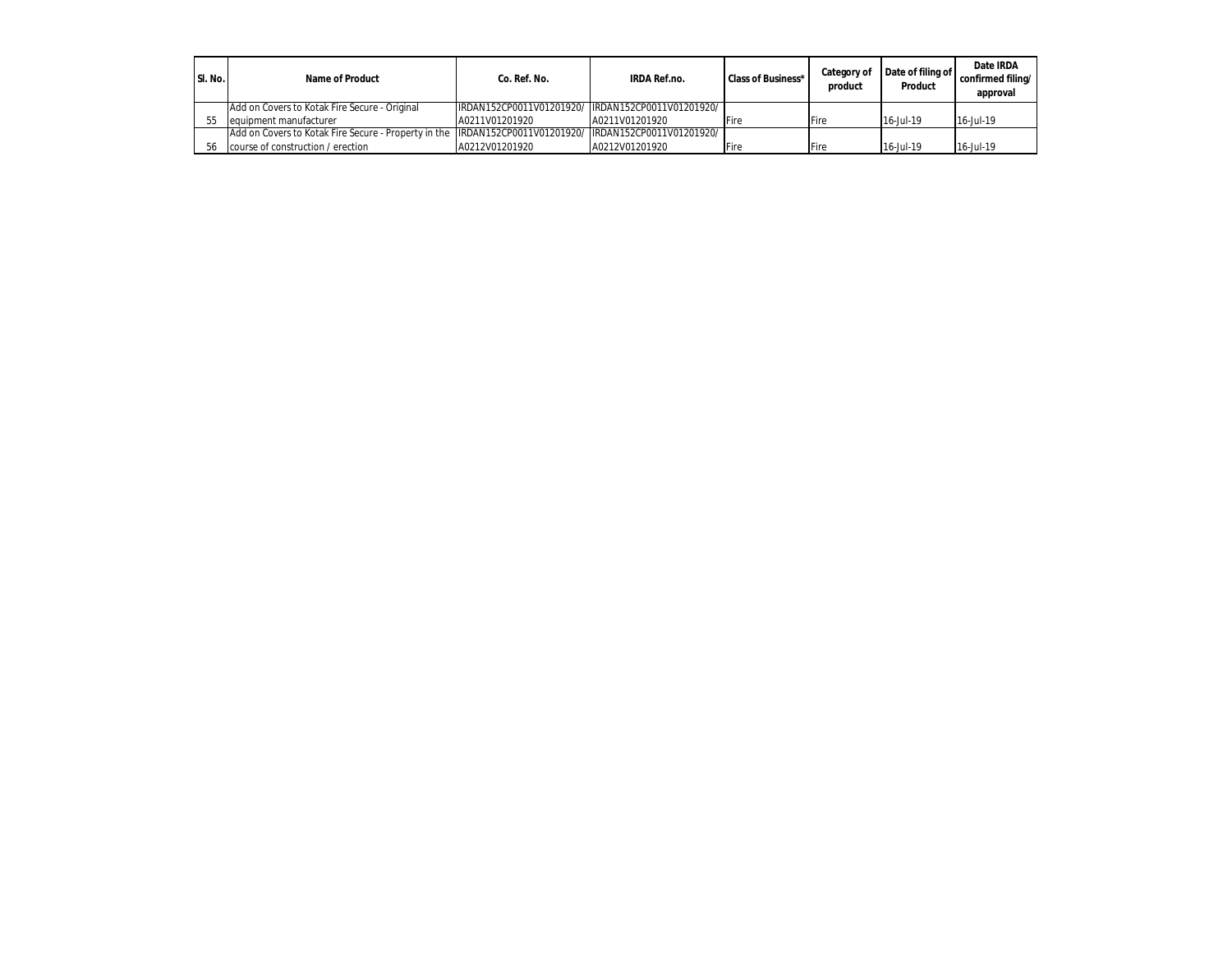| Sl. No. | Name of Product | Co. Ref. No. | IRDA Ref.no. | Class of Business* | Category of product | Date of filing of Product | Date IRDA confirmed filing/ approval |
|---|---|---|---|---|---|---|---|
| 55 | Add on Covers to Kotak Fire Secure - Original equipment manufacturer | IRDAN152CP0011V01201920/ A0211V01201920 | IRDAN152CP0011V01201920/ A0211V01201920 | Fire | Fire | 16-Jul-19 | 16-Jul-19 |
| 56 | Add on Covers to Kotak Fire Secure - Property in the course of construction / erection | IRDAN152CP0011V01201920/ A0212V01201920 | IRDAN152CP0011V01201920/ A0212V01201920 | Fire | Fire | 16-Jul-19 | 16-Jul-19 |